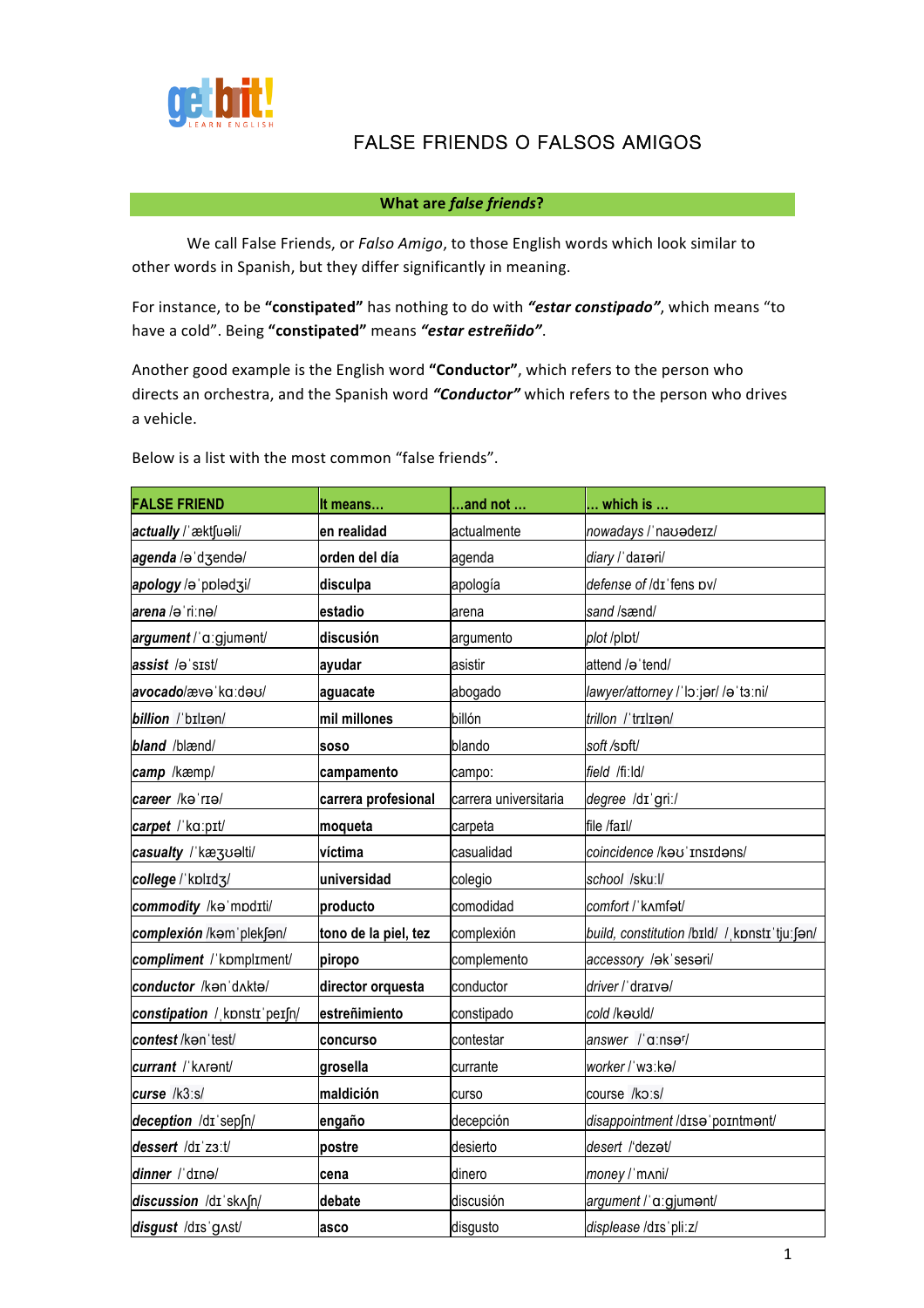getbrit! LEARN ENGLISH

# FALSE FRIENDS O FALSOS AMIGOS

## What are *false friends*?

We call False Friends, or *Falso Amigo*, to those English words which look similar to other words in Spanish, but they differ significantly in meaning.

For instance, to be **"constipated"** has nothing to do with ***"estar constipado"***, which means "to have a cold". Being **"constipated"** means ***"estar estreñido"***.

Another good example is the English word **"Conductor"**, which refers to the person who directs an orchestra, and the Spanish word ***"Conductor"*** which refers to the person who drives a vehicle.

Below is a list with the most common "false friends".

| FALSE FRIEND | It means... | ...and not ... | ... which is ... |
|---|---|---|---|
| ***actually*** /ˈæktʃuəli/ | **en realidad** | actualmente | *nowadays* /ˈnaʊədeɪz/ |
| ***agenda*** /əˈdʒendə/ | **orden del día** | agenda | *diary* /ˈdaɪəri/ |
| ***apology*** /əˈpɒlədʒi/ | **disculpa** | apología | *defense of* /dɪˈfens ɒv/ |
| ***arena*** /əˈriːnə/ | **estadio** | arena | *sand* /sænd/ |
| ***argument*** /ˈɑːgjumənt/ | **discusión** | argumento | *plot* /plɒt/ |
| ***assist*** /əˈsɪst/ | **ayudar** | asistir | attend /əˈtend/ |
| ***avocado***/ævəˈkɑːdəʊ/ | **aguacate** | abogado | *lawyer/attorney* /ˈlɔːjər/ /əˈtɜːni/ |
| ***billion*** /ˈbɪlɪən/ | **mil millones** | billón | *trillon* /ˈtrɪlɪən/ |
| ***bland*** /blænd/ | **soso** | blando | *soft* /sɒft/ |
| ***camp*** /kæmp/ | **campamento** | campo: | *field* /fiːld/ |
| ***career*** /kəˈrɪə/ | **carrera profesional** | carrera universitaria | *degree* /dɪˈgriː/ |
| ***carpet*** /ˈkɑːpɪt/ | **moqueta** | carpeta | file /faɪl/ |
| ***casualty*** /ˈkæʒʊəlti/ | **víctima** | casualidad | *coincidence* /kəʊˈɪnsɪdəns/ |
| ***college*** /ˈkɒlɪdʒ/ | **universidad** | colegio | *school* /skuːl/ |
| ***commodity*** /kəˈmɒdɪti/ | **producto** | comodidad | *comfort* /ˈkʌmfət/ |
| ***complexión*** /kəmˈplekʃən/ | **tono de la piel, tez** | complexión | *build, constitution* /bɪld/ /ˌkɒnstɪˈtjuːʃən/ |
| ***compliment*** /ˈkɒmplɪment/ | **piropo** | complemento | *accessory* /əkˈsesəri/ |
| ***conductor*** /kənˈdʌktə/ | **director orquesta** | conductor | *driver* /ˈdraɪvə/ |
| ***constipation*** /ˌkɒnstɪˈpeɪʃn/ | **estreñimiento** | constipado | *cold* /kəʊld/ |
| ***contest*** /kənˈtest/ | **concurso** | contestar | *answer* /ˈɑːnsər/ |
| ***currant*** /ˈkʌrənt/ | **grosella** | currante | *worker* /ˈwɜːkə/ |
| ***curse*** /k3ːs/ | **maldición** | curso | course /kɔːs/ |
| ***deception*** /dɪˈsepʃn/ | **engaño** | decepción | *disappointment* /dɪsəˈpɔɪntmənt/ |
| ***dessert*** /dɪˈzɜːt/ | **postre** | desierto | *desert* /'dezət/ |
| ***dinner*** /ˈdɪnə/ | **cena** | dinero | *money* /ˈmʌni/ |
| ***discussion*** /dɪˈskʌʃn/ | **debate** | discusión | *argument* /ˈɑːgjumənt/ |
| ***disgust*** /dɪsˈgʌst/ | **asco** | disgusto | *displease* /dɪsˈpliːz/ |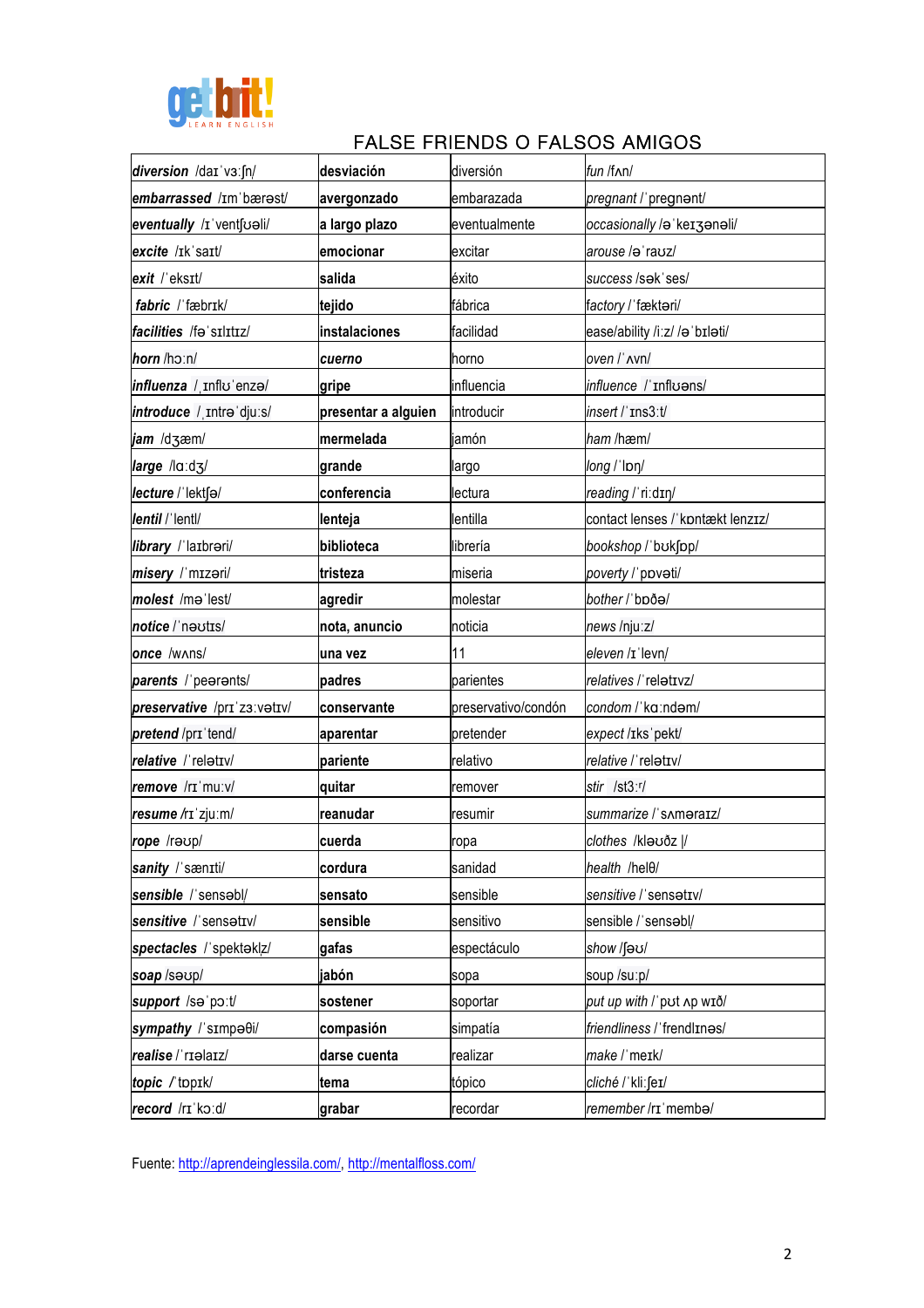# FALSE FRIENDS O FALSOS AMIGOS

| | | | |
|---|---|---|---|
| ***diversion*** /daɪˈvɜːʃn/ | **desviación** | diversión | *fun* /fʌn/ |
| ***embarrassed*** /ɪmˈbærəst/ | **avergonzado** | embarazada | *pregnant* /ˈpregnənt/ |
| ***eventually*** /ɪˈventʃʊəli/ | **a largo plazo** | eventualmente | *occasionally* /əˈkeɪʒənəli/ |
| ***excite*** /ɪkˈsaɪt/ | **emocionar** | excitar | *arouse* /əˈraʊz/ |
| ***exit*** /ˈeksɪt/ | **salida** | éxito | *success* /səkˈses/ |
| ***fabric*** /ˈfæbrɪk/ | **tejido** | fábrica | *factory* /ˈfæktəri/ |
| ***facilities*** /fəˈsɪlɪtɪz/ | **instalaciones** | facilidad | ease/ability /iːz/ /əˈbɪləti/ |
| ***horn*** /hɔːn/ | ***cuerno*** | horno | *oven* /ˈʌvn/ |
| ***influenza*** /ˌɪnflʊˈenzə/ | **gripe** | influencia | *influence* /ˈɪnflʊəns/ |
| ***introduce*** /ˌɪntrəˈdjuːs/ | **presentar a alguien** | introducir | *insert* /ˈɪns3ːt/ |
| ***jam*** /dʒæm/ | **mermelada** | jamón | *ham* /hæm/ |
| ***large*** /lɑːdʒ/ | **grande** | largo | *long* /ˈlɒŋ/ |
| ***lecture*** /ˈlektʃə/ | **conferencia** | lectura | *reading* /ˈriːdɪŋ/ |
| ***lentil*** /ˈlentl/ | **lenteja** | lentilla | contact lenses /ˈkɒntækt lenzɪz/ |
| ***library*** /ˈlaɪbrəri/ | **biblioteca** | librería | *bookshop* /ˈbʊkʃɒp/ |
| ***misery*** /ˈmɪzəri/ | **tristeza** | miseria | *poverty* /ˈpɒvəti/ |
| ***molest*** /məˈlest/ | **agredir** | molestar | *bother* /ˈbɒðə/ |
| ***notice*** /ˈnəʊtɪs/ | **nota, anuncio** | noticia | *news* /njuːz/ |
| ***once*** /wʌns/ | **una vez** | 11 | *eleven* /ɪˈlevn/ |
| ***parents*** /ˈpeərənts/ | **padres** | parientes | *relatives* /ˈrelətɪvz/ |
| ***preservative*** /prɪˈzɜːvətɪv/ | **conservante** | preservativo/condón | *condom* /ˈkɑːndəm/ |
| ***pretend*** /prɪˈtend/ | **aparentar** | pretender | *expect* /ɪksˈpekt/ |
| ***relative*** /ˈrelətɪv/ | **pariente** | relativo | *relative* /ˈrelətɪv/ |
| ***remove*** /rɪˈmuːv/ | **quitar** | remover | *stir* /st3ːʳ/ |
| ***resume*** /rɪˈzjuːm/ | **reanudar** | resumir | *summarize* /ˈsʌməraɪz/ |
| ***rope*** /rəʊp/ | **cuerda** | ropa | *clothes* /kləʊðz |/ |
| ***sanity*** /ˈsænɪti/ | **cordura** | sanidad | *health* /helθ/ |
| ***sensible*** /ˈsensəbl/ | **sensato** | sensible | *sensitive* /ˈsensətɪv/ |
| ***sensitive*** /ˈsensətɪv/ | **sensible** | sensitivo | sensible /ˈsensəbl/ |
| ***spectacles*** /ˈspektəklz/ | **gafas** | espectáculo | *show* /ʃəʊ/ |
| ***soap*** /səʊp/ | **jabón** | sopa | soup /suːp/ |
| ***support*** /səˈpɔːt/ | **sostener** | soportar | *put up with* /ˈpʊt ʌp wɪð/ |
| ***sympathy*** /ˈsɪmpəθi/ | **compasión** | simpatía | *friendliness* /ˈfrendlɪnəs/ |
| ***realise*** /ˈrɪəlaɪz/ | **darse cuenta** | realizar | *make* /ˈmeɪk/ |
| ***topic*** /ˈtɒpɪk/ | **tema** | tópico | *cliché* /ˈkliːʃeɪ/ |
| ***record*** /rɪˈkɔːd/ | **grabar** | recordar | *remember* /rɪˈmembə/ |

Fuente: http://aprendeinglessila.com/, http://mentalfloss.com/